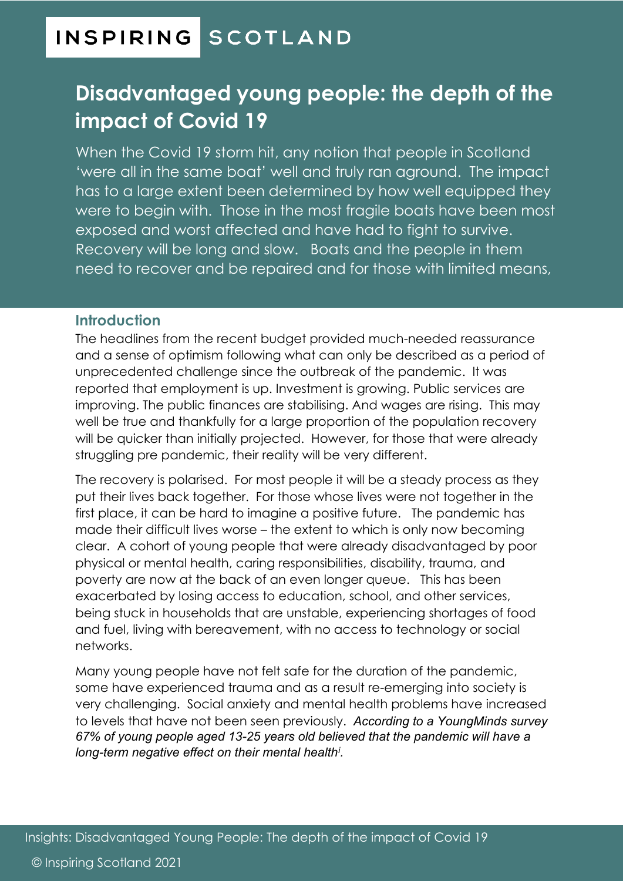INSPIRING SCOTLAND

# Disadvantaged young people: the depth of the impact of Covid 19

When the Covid 19 storm hit, any notion that people in Scotland 'were all in the same boat' well and truly ran aground. The impact has to a large extent been determined by how well equipped they were to begin with. Those in the most fragile boats have been most exposed and worst affected and have had to fight to survive. Recovery will be long and slow. Boats and the people in them need to recover and be repaired and for those with limited means,

## Introduction

The headlines from the recent budget provided much-needed reassurance and a sense of optimism following what can only be described as a period of unprecedented challenge since the outbreak of the pandemic. It was reported that employment is up. Investment is growing. Public services are improving. The public finances are stabilising. And wages are rising. This may well be true and thankfully for a large proportion of the population recovery will be quicker than initially projected. However, for those that were already struggling pre pandemic, their reality will be very different.

The recovery is polarised. For most people it will be a steady process as they put their lives back together. For those whose lives were not together in the first place, it can be hard to imagine a positive future. The pandemic has made their difficult lives worse – the extent to which is only now becoming clear. A cohort of young people that were already disadvantaged by poor physical or mental health, caring responsibilities, disability, trauma, and poverty are now at the back of an even longer queue. This has been exacerbated by losing access to education, school, and other services, being stuck in households that are unstable, experiencing shortages of food and fuel, living with bereavement, with no access to technology or social networks.

Many young people have not felt safe for the duration of the pandemic, some have experienced trauma and as a result re-emerging into society is very challenging. Social anxiety and mental health problems have increased to levels that have not been seen previously. *According to a YoungMinds survey 67% of young people aged 13-25 years old believed that the pandemic will have a long-term negative effect on their mental health[i].*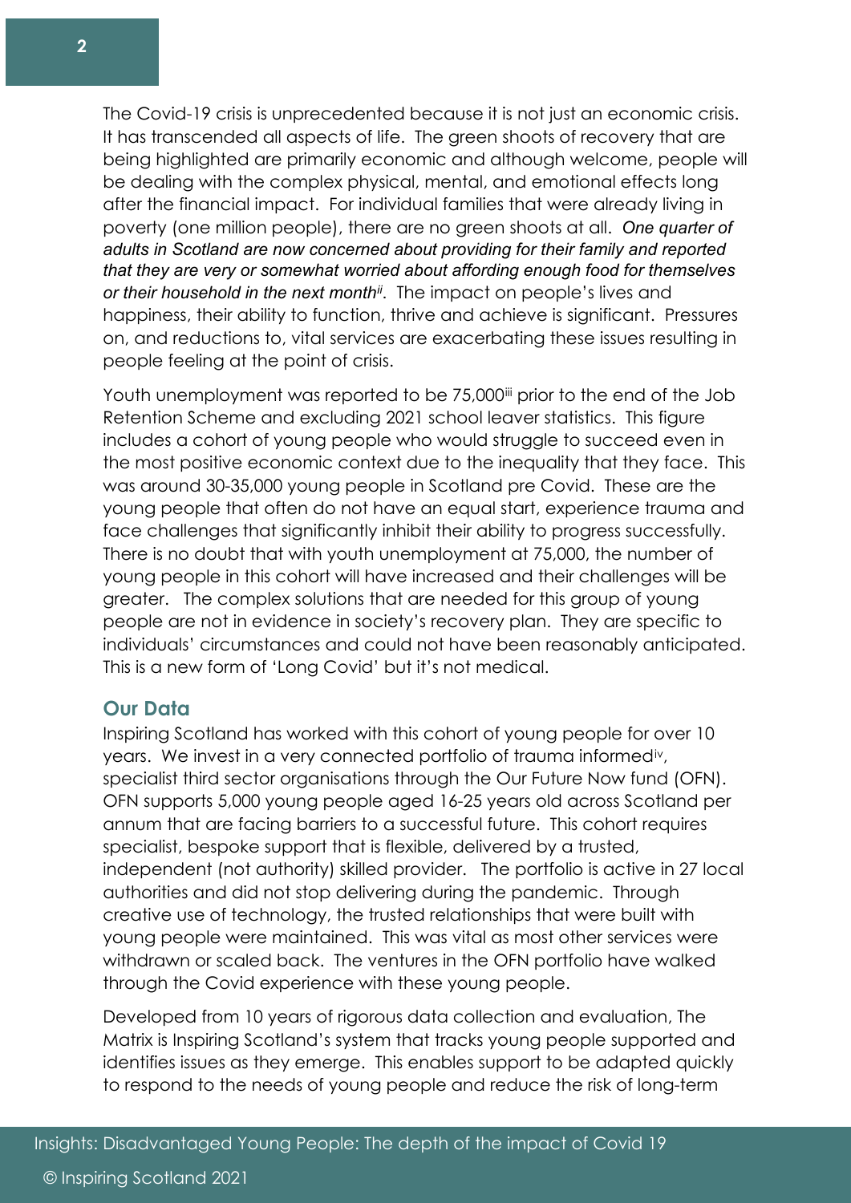The Covid-19 crisis is unprecedented because it is not just an economic crisis. It has transcended all aspects of life. The green shoots of recovery that are being highlighted are primarily economic and although welcome, people will be dealing with the complex physical, mental, and emotional effects long after the financial impact. For individual families that were already living in poverty (one million people), there are no green shoots at all. *One quarter of adults in Scotland are now concerned about providing for their family and reported that they are very or somewhat worried about affording enough food for themselves or their household in the next month*[ii]. The impact on people's lives and happiness, their ability to function, thrive and achieve is significant. Pressures on, and reductions to, vital services are exacerbating these issues resulting in people feeling at the point of crisis.

Youth unemployment was reported to be 75,000[iii] prior to the end of the Job Retention Scheme and excluding 2021 school leaver statistics. This figure includes a cohort of young people who would struggle to succeed even in the most positive economic context due to the inequality that they face. This was around 30-35,000 young people in Scotland pre Covid. These are the young people that often do not have an equal start, experience trauma and face challenges that significantly inhibit their ability to progress successfully. There is no doubt that with youth unemployment at 75,000, the number of young people in this cohort will have increased and their challenges will be greater. The complex solutions that are needed for this group of young people are not in evidence in society's recovery plan. They are specific to individuals' circumstances and could not have been reasonably anticipated. This is a new form of 'Long Covid' but it's not medical.

## Our Data

Inspiring Scotland has worked with this cohort of young people for over 10 years. We invest in a very connected portfolio of trauma informed[iv], specialist third sector organisations through the Our Future Now fund (OFN). OFN supports 5,000 young people aged 16-25 years old across Scotland per annum that are facing barriers to a successful future. This cohort requires specialist, bespoke support that is flexible, delivered by a trusted, independent (not authority) skilled provider. The portfolio is active in 27 local authorities and did not stop delivering during the pandemic. Through creative use of technology, the trusted relationships that were built with young people were maintained. This was vital as most other services were withdrawn or scaled back. The ventures in the OFN portfolio have walked through the Covid experience with these young people.

Developed from 10 years of rigorous data collection and evaluation, The Matrix is Inspiring Scotland's system that tracks young people supported and identifies issues as they emerge. This enables support to be adapted quickly to respond to the needs of young people and reduce the risk of long-term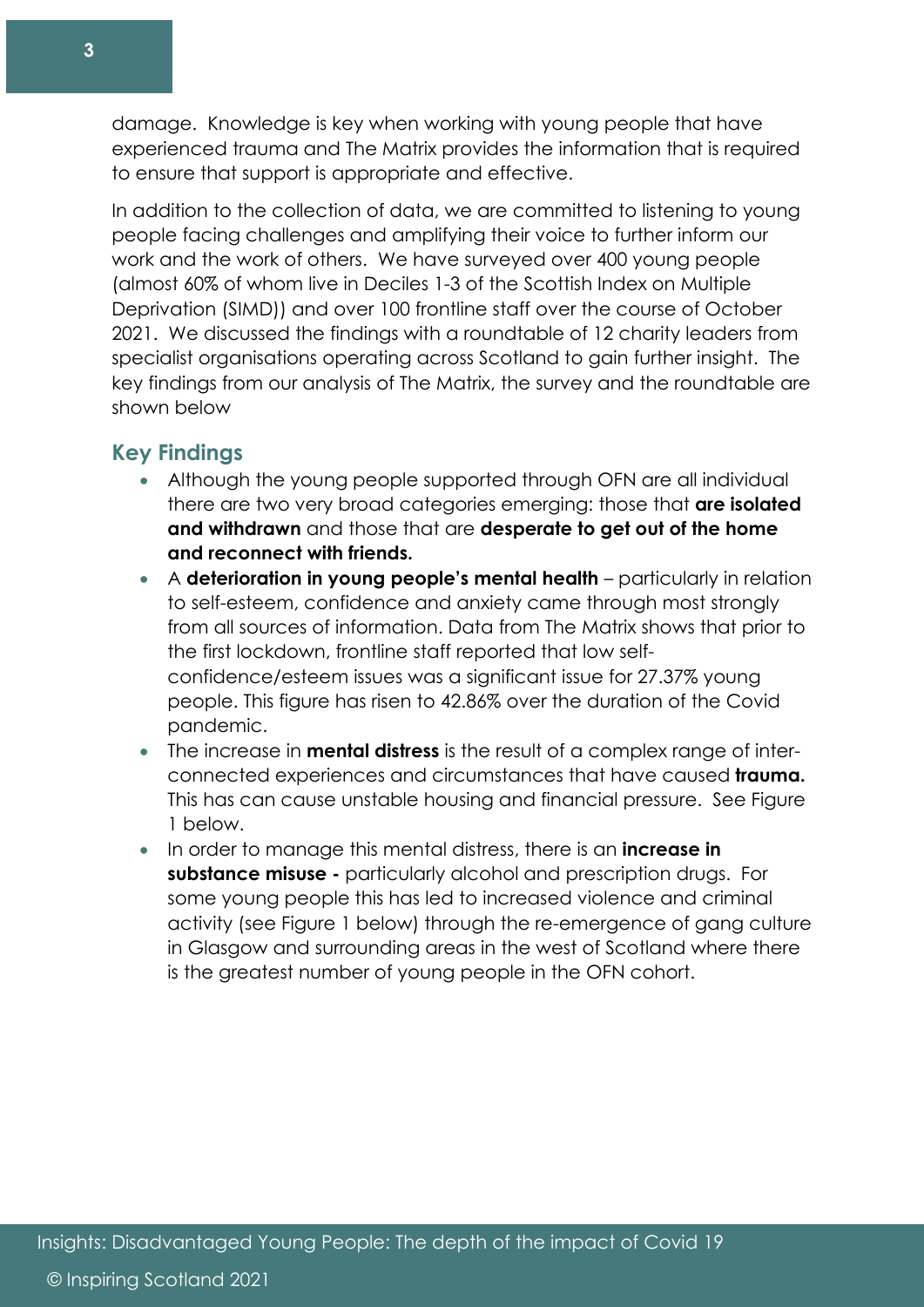damage. Knowledge is key when working with young people that have experienced trauma and The Matrix provides the information that is required to ensure that support is appropriate and effective.

In addition to the collection of data, we are committed to listening to young people facing challenges and amplifying their voice to further inform our work and the work of others. We have surveyed over 400 young people (almost 60% of whom live in Deciles 1-3 of the Scottish Index on Multiple Deprivation (SIMD)) and over 100 frontline staff over the course of October 2021. We discussed the findings with a roundtable of 12 charity leaders from specialist organisations operating across Scotland to gain further insight. The key findings from our analysis of The Matrix, the survey and the roundtable are shown below

## Key Findings

- Although the young people supported through OFN are all individual there are two very broad categories emerging: those that **are isolated and withdrawn** and those that are **desperate to get out of the home and reconnect with friends.**
- A **deterioration in young people's mental health** – particularly in relation to self-esteem, confidence and anxiety came through most strongly from all sources of information. Data from The Matrix shows that prior to the first lockdown, frontline staff reported that low self-confidence/esteem issues was a significant issue for 27.37% young people. This figure has risen to 42.86% over the duration of the Covid pandemic.
- The increase in **mental distress** is the result of a complex range of inter-connected experiences and circumstances that have caused **trauma.** This has can cause unstable housing and financial pressure. See Figure 1 below.
- In order to manage this mental distress, there is an **increase in substance misuse -** particularly alcohol and prescription drugs. For some young people this has led to increased violence and criminal activity (see Figure 1 below) through the re-emergence of gang culture in Glasgow and surrounding areas in the west of Scotland where there is the greatest number of young people in the OFN cohort.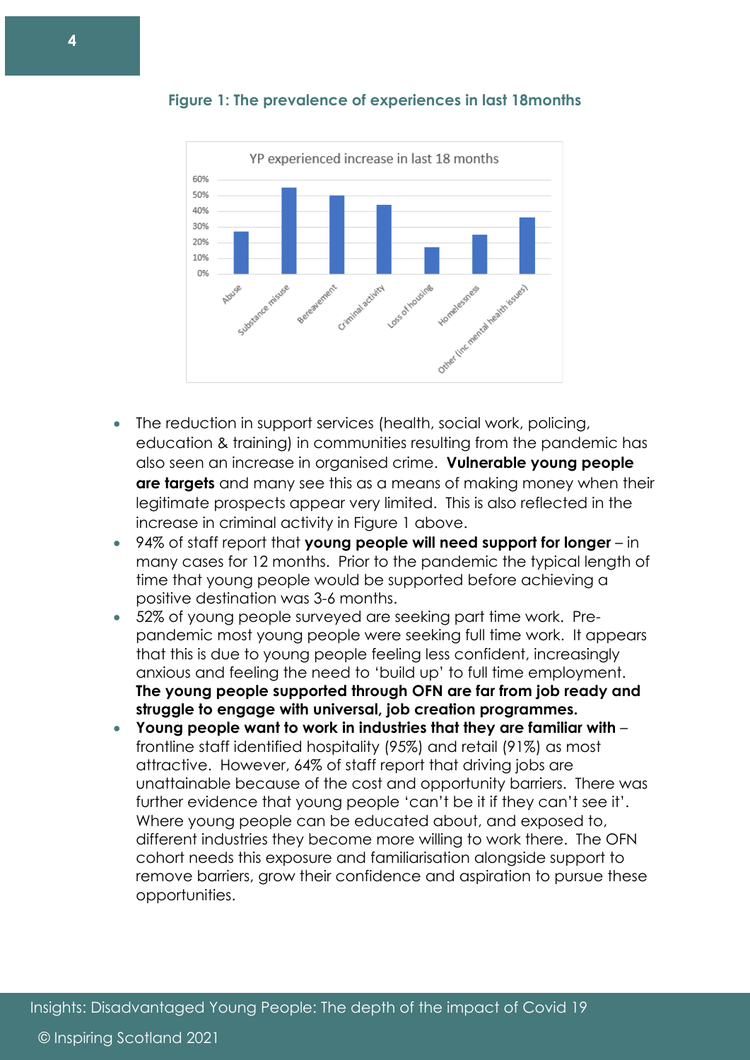**Figure 1: The prevalence of experiences in last 18months**

- The reduction in support services (health, social work, policing, education & training) in communities resulting from the pandemic has also seen an increase in organised crime. **Vulnerable young people are targets** and many see this as a means of making money when their legitimate prospects appear very limited. This is also reflected in the increase in criminal activity in Figure 1 above.
- 94% of staff report that **young people will need support for longer** – in many cases for 12 months. Prior to the pandemic the typical length of time that young people would be supported before achieving a positive destination was 3-6 months.
- 52% of young people surveyed are seeking part time work. Pre-pandemic most young people were seeking full time work. It appears that this is due to young people feeling less confident, increasingly anxious and feeling the need to 'build up' to full time employment. **The young people supported through OFN are far from job ready and struggle to engage with universal, job creation programmes.**
- **Young people want to work in industries that they are familiar with** – frontline staff identified hospitality (95%) and retail (91%) as most attractive. However, 64% of staff report that driving jobs are unattainable because of the cost and opportunity barriers. There was further evidence that young people 'can't be it if they can't see it'. Where young people can be educated about, and exposed to, different industries they become more willing to work there. The OFN cohort needs this exposure and familiarisation alongside support to remove barriers, grow their confidence and aspiration to pursue these opportunities.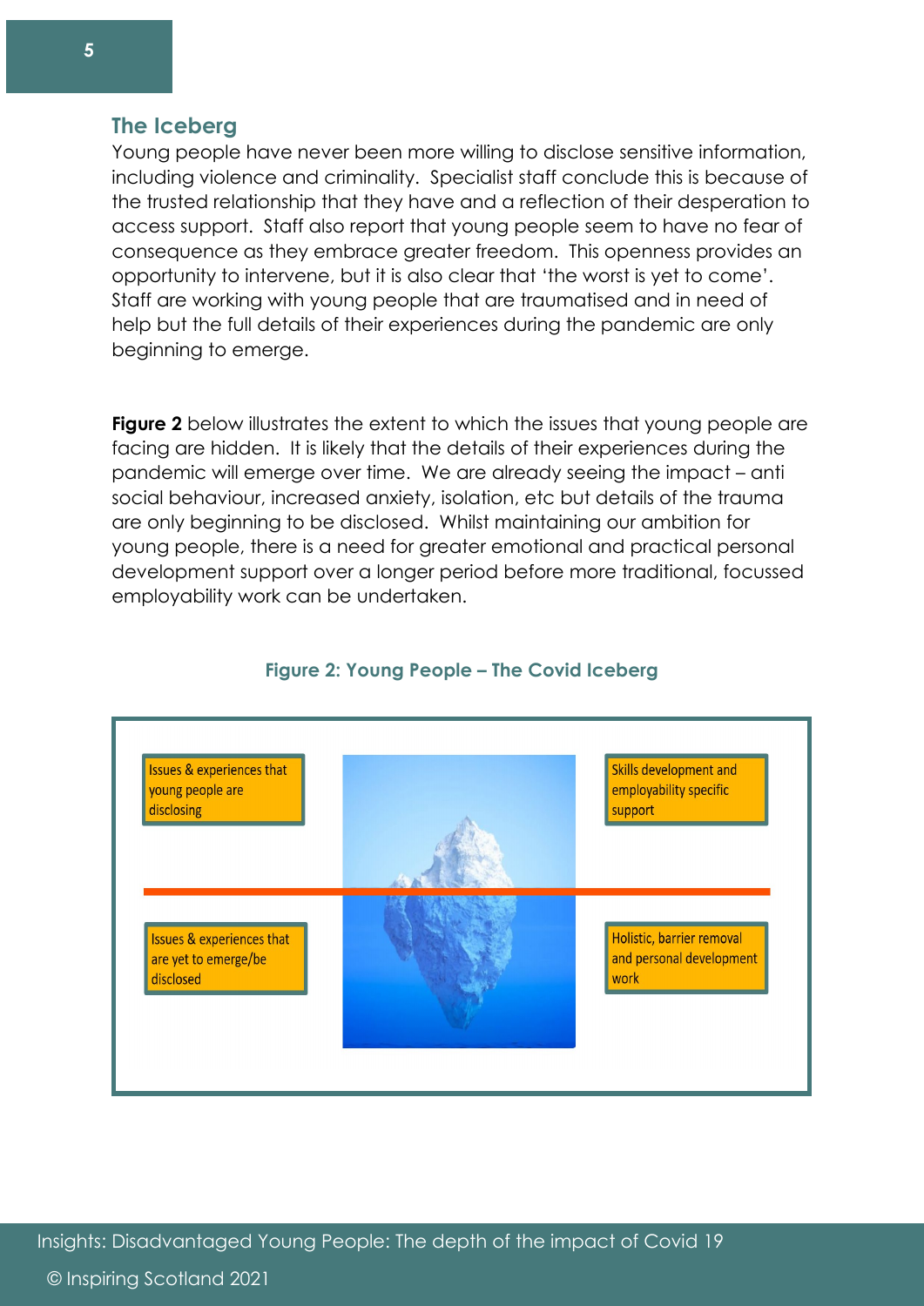## The Iceberg

Young people have never been more willing to disclose sensitive information, including violence and criminality. Specialist staff conclude this is because of the trusted relationship that they have and a reflection of their desperation to access support. Staff also report that young people seem to have no fear of consequence as they embrace greater freedom. This openness provides an opportunity to intervene, but it is also clear that 'the worst is yet to come'. Staff are working with young people that are traumatised and in need of help but the full details of their experiences during the pandemic are only beginning to emerge.

**Figure 2** below illustrates the extent to which the issues that young people are facing are hidden. It is likely that the details of their experiences during the pandemic will emerge over time. We are already seeing the impact – anti social behaviour, increased anxiety, isolation, etc but details of the trauma are only beginning to be disclosed. Whilst maintaining our ambition for young people, there is a need for greater emotional and practical personal development support over a longer period before more traditional, focussed employability work can be undertaken.

**Figure 2: Young People – The Covid Iceberg**

Issues & experiences that young people are disclosing

Skills development and employability specific support

Issues & experiences that are yet to emerge/be disclosed

Holistic, barrier removal and personal development work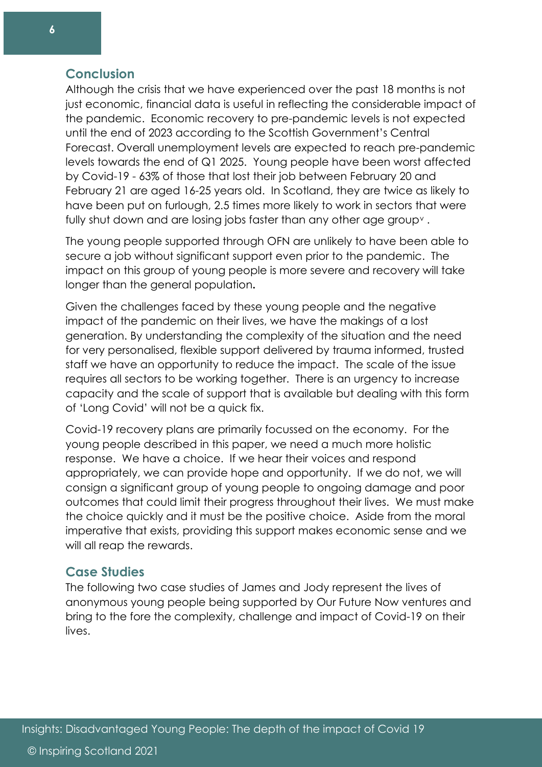## Conclusion

Although the crisis that we have experienced over the past 18 months is not just economic, financial data is useful in reflecting the considerable impact of the pandemic. Economic recovery to pre-pandemic levels is not expected until the end of 2023 according to the Scottish Government's Central Forecast. Overall unemployment levels are expected to reach pre-pandemic levels towards the end of Q1 2025. Young people have been worst affected by Covid-19 - 63% of those that lost their job between February 20 and February 21 are aged 16-25 years old. In Scotland, they are twice as likely to have been put on furlough, 2.5 times more likely to work in sectors that were fully shut down and are losing jobs faster than any other age group[v].

The young people supported through OFN are unlikely to have been able to secure a job without significant support even prior to the pandemic. The impact on this group of young people is more severe and recovery will take longer than the general population**.**

Given the challenges faced by these young people and the negative impact of the pandemic on their lives, we have the makings of a lost generation. By understanding the complexity of the situation and the need for very personalised, flexible support delivered by trauma informed, trusted staff we have an opportunity to reduce the impact. The scale of the issue requires all sectors to be working together. There is an urgency to increase capacity and the scale of support that is available but dealing with this form of 'Long Covid' will not be a quick fix.

Covid-19 recovery plans are primarily focussed on the economy. For the young people described in this paper, we need a much more holistic response. We have a choice. If we hear their voices and respond appropriately, we can provide hope and opportunity. If we do not, we will consign a significant group of young people to ongoing damage and poor outcomes that could limit their progress throughout their lives. We must make the choice quickly and it must be the positive choice. Aside from the moral imperative that exists, providing this support makes economic sense and we will all reap the rewards.

## Case Studies

The following two case studies of James and Jody represent the lives of anonymous young people being supported by Our Future Now ventures and bring to the fore the complexity, challenge and impact of Covid-19 on their lives.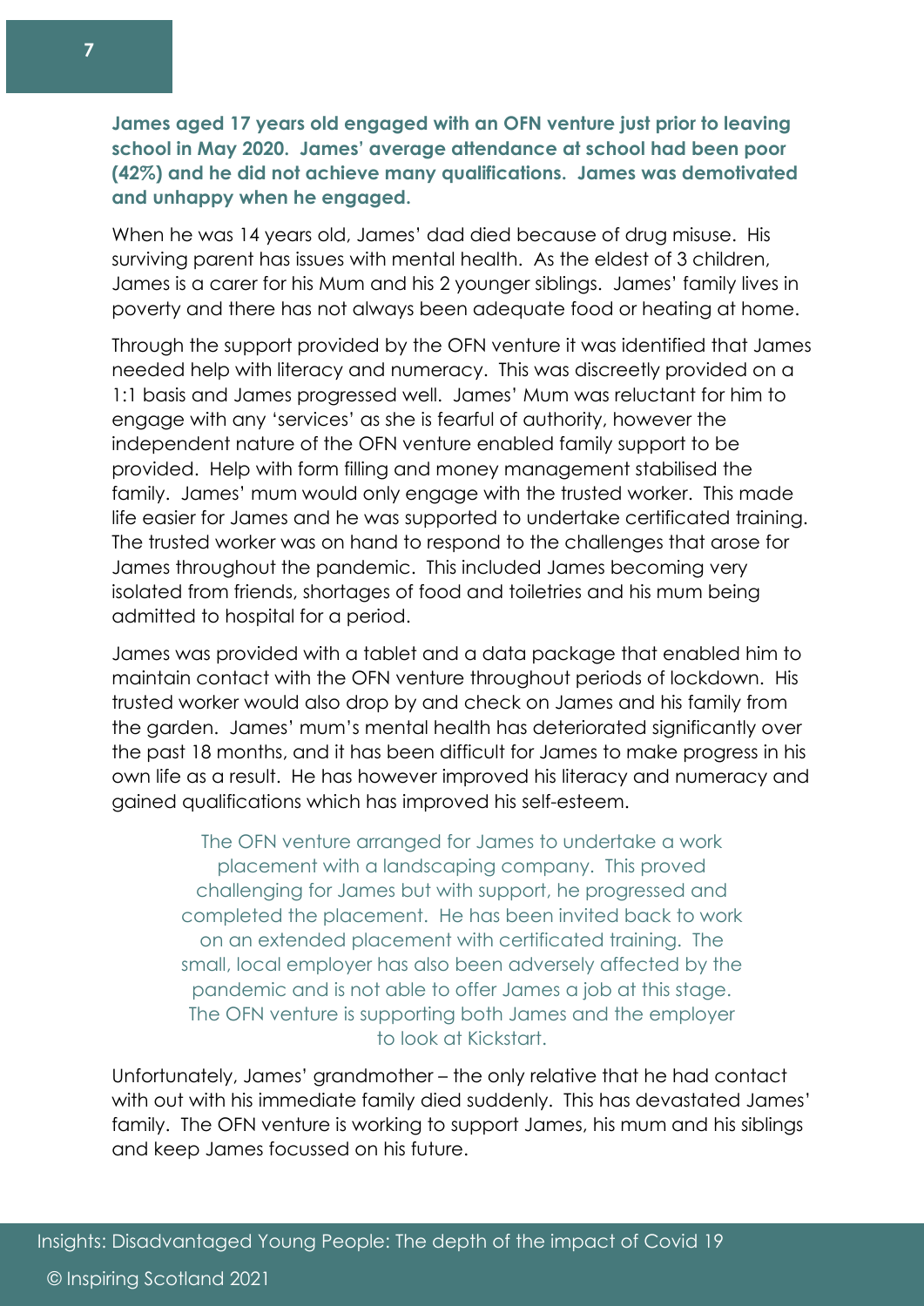**James aged 17 years old engaged with an OFN venture just prior to leaving school in May 2020. James' average attendance at school had been poor (42%) and he did not achieve many qualifications. James was demotivated and unhappy when he engaged.**

When he was 14 years old, James' dad died because of drug misuse. His surviving parent has issues with mental health. As the eldest of 3 children, James is a carer for his Mum and his 2 younger siblings. James' family lives in poverty and there has not always been adequate food or heating at home.

Through the support provided by the OFN venture it was identified that James needed help with literacy and numeracy. This was discreetly provided on a 1:1 basis and James progressed well. James' Mum was reluctant for him to engage with any 'services' as she is fearful of authority, however the independent nature of the OFN venture enabled family support to be provided. Help with form filling and money management stabilised the family. James' mum would only engage with the trusted worker. This made life easier for James and he was supported to undertake certificated training. The trusted worker was on hand to respond to the challenges that arose for James throughout the pandemic. This included James becoming very isolated from friends, shortages of food and toiletries and his mum being admitted to hospital for a period.

James was provided with a tablet and a data package that enabled him to maintain contact with the OFN venture throughout periods of lockdown. His trusted worker would also drop by and check on James and his family from the garden. James' mum's mental health has deteriorated significantly over the past 18 months, and it has been difficult for James to make progress in his own life as a result. He has however improved his literacy and numeracy and gained qualifications which has improved his self-esteem.

The OFN venture arranged for James to undertake a work placement with a landscaping company. This proved challenging for James but with support, he progressed and completed the placement. He has been invited back to work on an extended placement with certificated training. The small, local employer has also been adversely affected by the pandemic and is not able to offer James a job at this stage. The OFN venture is supporting both James and the employer to look at Kickstart.

Unfortunately, James' grandmother – the only relative that he had contact with out with his immediate family died suddenly. This has devastated James' family. The OFN venture is working to support James, his mum and his siblings and keep James focussed on his future.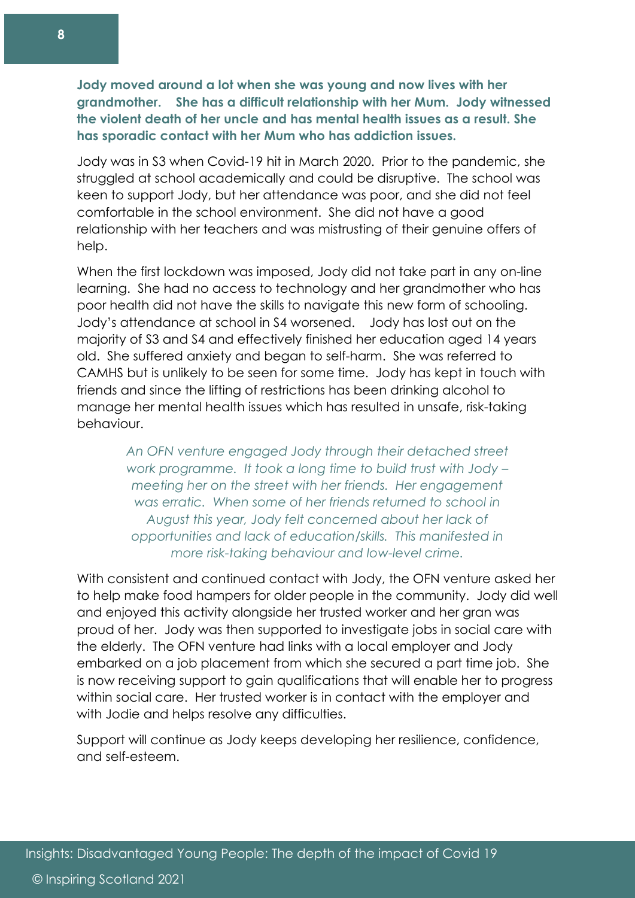**Jody moved around a lot when she was young and now lives with her grandmother. She has a difficult relationship with her Mum. Jody witnessed the violent death of her uncle and has mental health issues as a result. She has sporadic contact with her Mum who has addiction issues.**

Jody was in S3 when Covid-19 hit in March 2020. Prior to the pandemic, she struggled at school academically and could be disruptive. The school was keen to support Jody, but her attendance was poor, and she did not feel comfortable in the school environment. She did not have a good relationship with her teachers and was mistrusting of their genuine offers of help.

When the first lockdown was imposed, Jody did not take part in any on-line learning. She had no access to technology and her grandmother who has poor health did not have the skills to navigate this new form of schooling. Jody's attendance at school in S4 worsened. Jody has lost out on the majority of S3 and S4 and effectively finished her education aged 14 years old. She suffered anxiety and began to self-harm. She was referred to CAMHS but is unlikely to be seen for some time. Jody has kept in touch with friends and since the lifting of restrictions has been drinking alcohol to manage her mental health issues which has resulted in unsafe, risk-taking behaviour.

*An OFN venture engaged Jody through their detached street work programme. It took a long time to build trust with Jody – meeting her on the street with her friends. Her engagement was erratic. When some of her friends returned to school in August this year, Jody felt concerned about her lack of opportunities and lack of education/skills. This manifested in more risk-taking behaviour and low-level crime.*

With consistent and continued contact with Jody, the OFN venture asked her to help make food hampers for older people in the community. Jody did well and enjoyed this activity alongside her trusted worker and her gran was proud of her. Jody was then supported to investigate jobs in social care with the elderly. The OFN venture had links with a local employer and Jody embarked on a job placement from which she secured a part time job. She is now receiving support to gain qualifications that will enable her to progress within social care. Her trusted worker is in contact with the employer and with Jodie and helps resolve any difficulties.

Support will continue as Jody keeps developing her resilience, confidence, and self-esteem.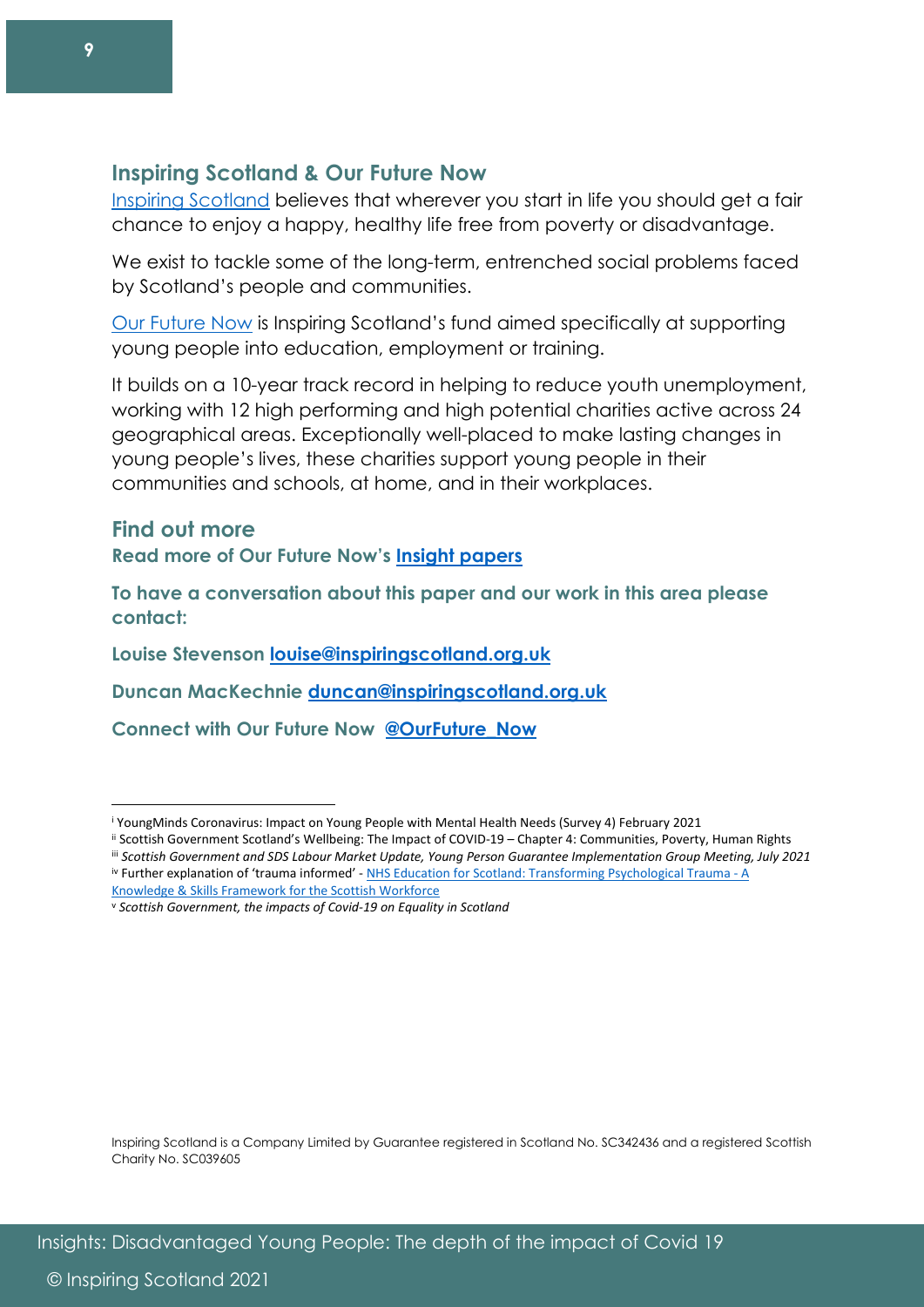## Inspiring Scotland & Our Future Now

Inspiring Scotland believes that wherever you start in life you should get a fair chance to enjoy a happy, healthy life free from poverty or disadvantage.

We exist to tackle some of the long-term, entrenched social problems faced by Scotland's people and communities.

Our Future Now is Inspiring Scotland's fund aimed specifically at supporting young people into education, employment or training.

It builds on a 10-year track record in helping to reduce youth unemployment, working with 12 high performing and high potential charities active across 24 geographical areas. Exceptionally well-placed to make lasting changes in young people's lives, these charities support young people in their communities and schools, at home, and in their workplaces.

## Find out more

**Read more of Our Future Now's Insight papers**

**To have a conversation about this paper and our work in this area please contact:**

**Louise Stevenson louise@inspiringscotland.org.uk**

**Duncan MacKechnie duncan@inspiringscotland.org.uk**

**Connect with Our Future Now @OurFuture_Now**

---

[i] YoungMinds Coronavirus: Impact on Young People with Mental Health Needs (Survey 4) February 2021

[ii] Scottish Government Scotland's Wellbeing: The Impact of COVID-19 – Chapter 4: Communities, Poverty, Human Rights

[iii] *Scottish Government and SDS Labour Market Update, Young Person Guarantee Implementation Group Meeting, July 2021*

[iv] Further explanation of 'trauma informed' - NHS Education for Scotland: Transforming Psychological Trauma - A Knowledge & Skills Framework for the Scottish Workforce

[v] *Scottish Government, the impacts of Covid-19 on Equality in Scotland*

Inspiring Scotland is a Company Limited by Guarantee registered in Scotland No. SC342436 and a registered Scottish Charity No. SC039605